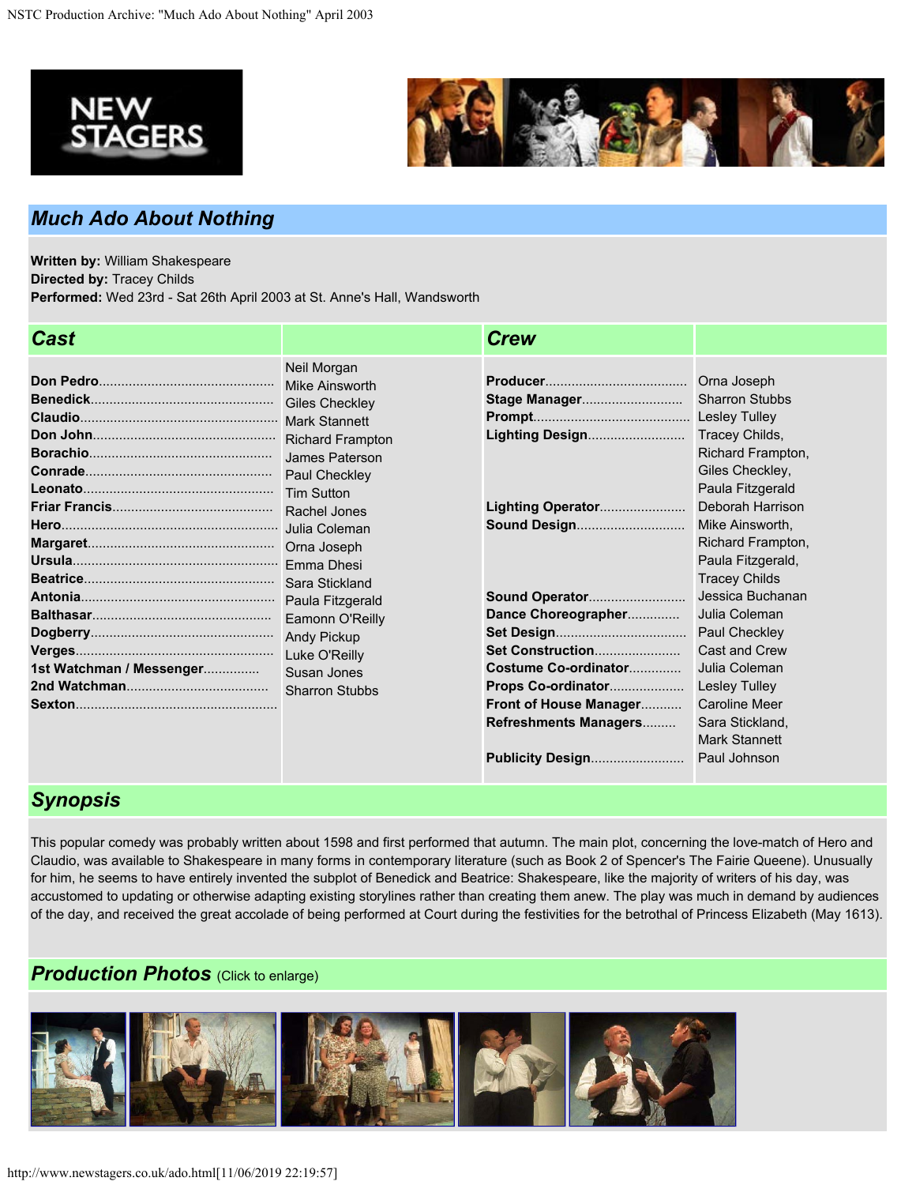# Much Ado About Nothing

**Written by:** William Shakespeare
**Directed by:** Tracey Childs
**Performed:** Wed 23rd - Sat 26th April 2003 at St. Anne's Hall, Wandsworth

## Cast

| Role | Actor |
|---|---|
| **Don Pedro** | Neil Morgan |
| **Benedick** | Mike Ainsworth |
| **Claudio** | Giles Checkley |
| **Don John** | Mark Stannett |
| **Borachio** | Richard Frampton |
| **Conrade** | James Paterson |
| **Leonato** | Paul Checkley |
| **Friar Francis** | Tim Sutton |
| **Hero** | Rachel Jones |
| **Margaret** | Julia Coleman |
| **Ursula** | Orna Joseph |
| **Beatrice** | Emma Dhesi |
| **Antonia** | Sara Stickland |
| **Balthasar** | Paula Fitzgerald |
| **Dogberry** | Eamonn O'Reilly |
| **Verges** | Andy Pickup |
| **1st Watchman / Messenger** | Luke O'Reilly |
| **2nd Watchman** | Susan Jones |
| **Sexton** | Sharron Stubbs |

## Crew

| Role | Name |
|---|---|
| **Producer** | Orna Joseph |
| **Stage Manager** | Sharron Stubbs |
| **Prompt** | Lesley Tulley |
| **Lighting Design** | Tracey Childs, Richard Frampton, Giles Checkley, Paula Fitzgerald |
| **Lighting Operator** | Deborah Harrison |
| **Sound Design** | Mike Ainsworth, Richard Frampton, Paula Fitzgerald, Tracey Childs |
| **Sound Operator** | Jessica Buchanan |
| **Dance Choreographer** | Julia Coleman |
| **Set Design** | Paul Checkley |
| **Set Construction** | Cast and Crew |
| **Costume Co-ordinator** | Julia Coleman |
| **Props Co-ordinator** | Lesley Tulley |
| **Front of House Manager** | Caroline Meer |
| **Refreshments Managers** | Sara Stickland, Mark Stannett |
| **Publicity Design** | Paul Johnson |

## Synopsis

This popular comedy was probably written about 1598 and first performed that autumn. The main plot, concerning the love-match of Hero and Claudio, was available to Shakespeare in many forms in contemporary literature (such as Book 2 of Spencer's The Fairie Queene). Unusually for him, he seems to have entirely invented the subplot of Benedick and Beatrice: Shakespeare, like the majority of writers of his day, was accustomed to updating or otherwise adapting existing storylines rather than creating them anew. The play was much in demand by audiences of the day, and received the great accolade of being performed at Court during the festivities for the betrothal of Princess Elizabeth (May 1613).

## Production Photos (Click to enlarge)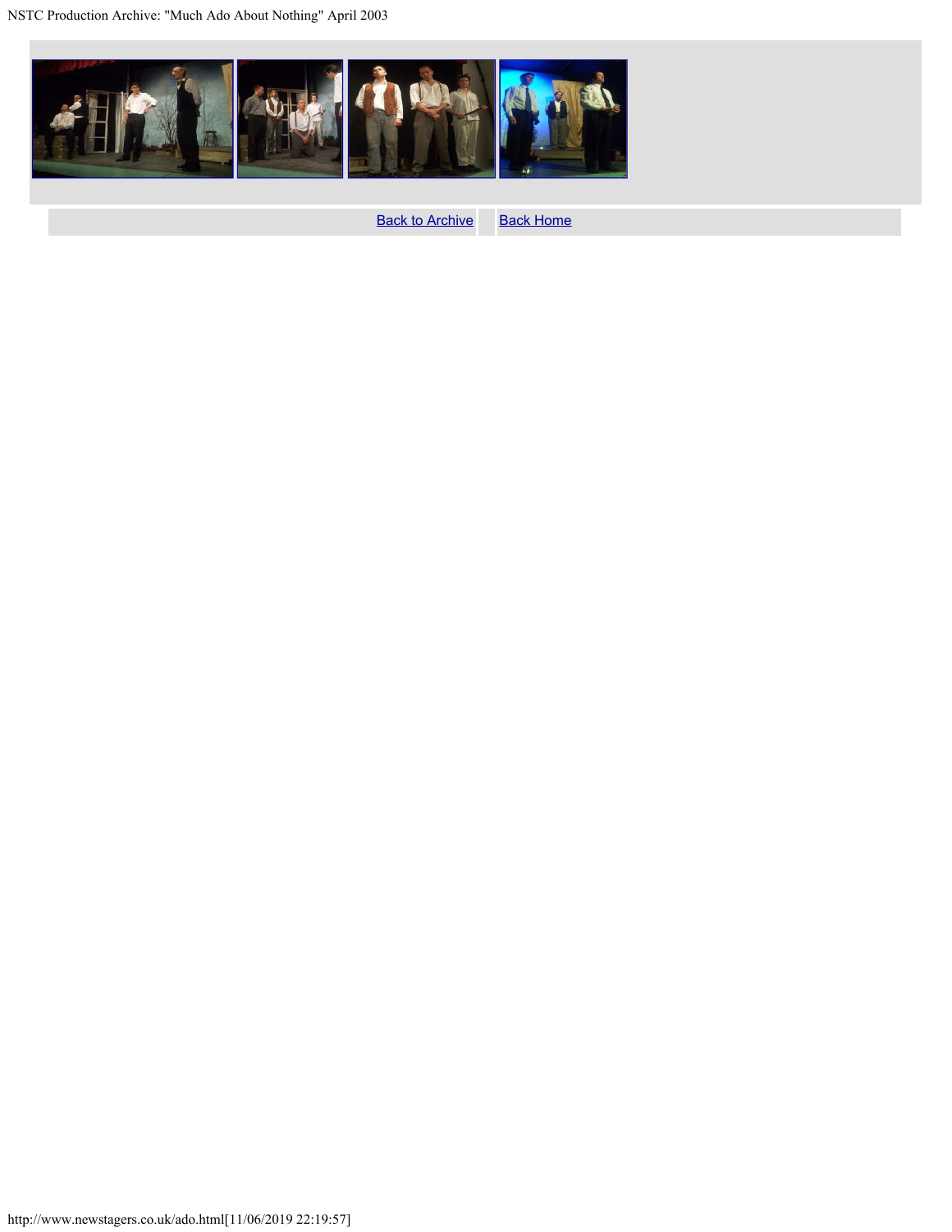Back to Archive | Back Home